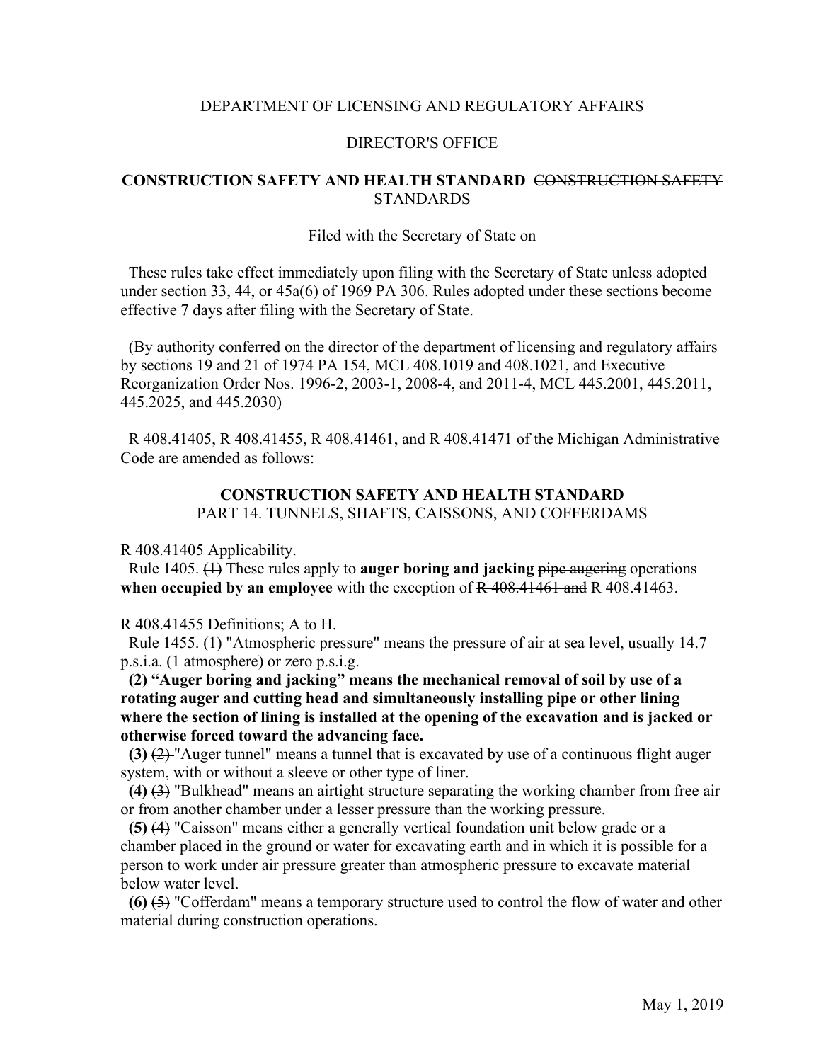DEPARTMENT OF LICENSING AND REGULATORY AFFAIRS

DIRECTOR'S OFFICE

**CONSTRUCTION SAFETY AND HEALTH STANDARD** ~~CONSTRUCTION SAFETY STANDARDS~~

Filed with the Secretary of State on

These rules take effect immediately upon filing with the Secretary of State unless adopted under section 33, 44, or 45a(6) of 1969 PA 306. Rules adopted under these sections become effective 7 days after filing with the Secretary of State.

(By authority conferred on the director of the department of licensing and regulatory affairs by sections 19 and 21 of 1974 PA 154, MCL 408.1019 and 408.1021, and Executive Reorganization Order Nos. 1996-2, 2003-1, 2008-4, and 2011-4, MCL 445.2001, 445.2011, 445.2025, and 445.2030)

R 408.41405, R 408.41455, R 408.41461, and R 408.41471 of the Michigan Administrative Code are amended as follows:

**CONSTRUCTION SAFETY AND HEALTH STANDARD**
PART 14. TUNNELS, SHAFTS, CAISSONS, AND COFFERDAMS

R 408.41405 Applicability.

Rule 1405. ~~(1)~~ These rules apply to **auger boring and jacking** ~~pipe augering~~ operations **when occupied by an employee** with the exception of ~~R 408.41461 and~~ R 408.41463.

R 408.41455 Definitions; A to H.

Rule 1455. (1) "Atmospheric pressure" means the pressure of air at sea level, usually 14.7 p.s.i.a. (1 atmosphere) or zero p.s.i.g.

**(2) "Auger boring and jacking" means the mechanical removal of soil by use of a rotating auger and cutting head and simultaneously installing pipe or other lining where the section of lining is installed at the opening of the excavation and is jacked or otherwise forced toward the advancing face.**

**(3)** ~~(2)~~ "Auger tunnel" means a tunnel that is excavated by use of a continuous flight auger system, with or without a sleeve or other type of liner.

**(4)** ~~(3)~~ "Bulkhead" means an airtight structure separating the working chamber from free air or from another chamber under a lesser pressure than the working pressure.

**(5)** ~~(4)~~ "Caisson" means either a generally vertical foundation unit below grade or a chamber placed in the ground or water for excavating earth and in which it is possible for a person to work under air pressure greater than atmospheric pressure to excavate material below water level.

**(6)** ~~(5)~~ "Cofferdam" means a temporary structure used to control the flow of water and other material during construction operations.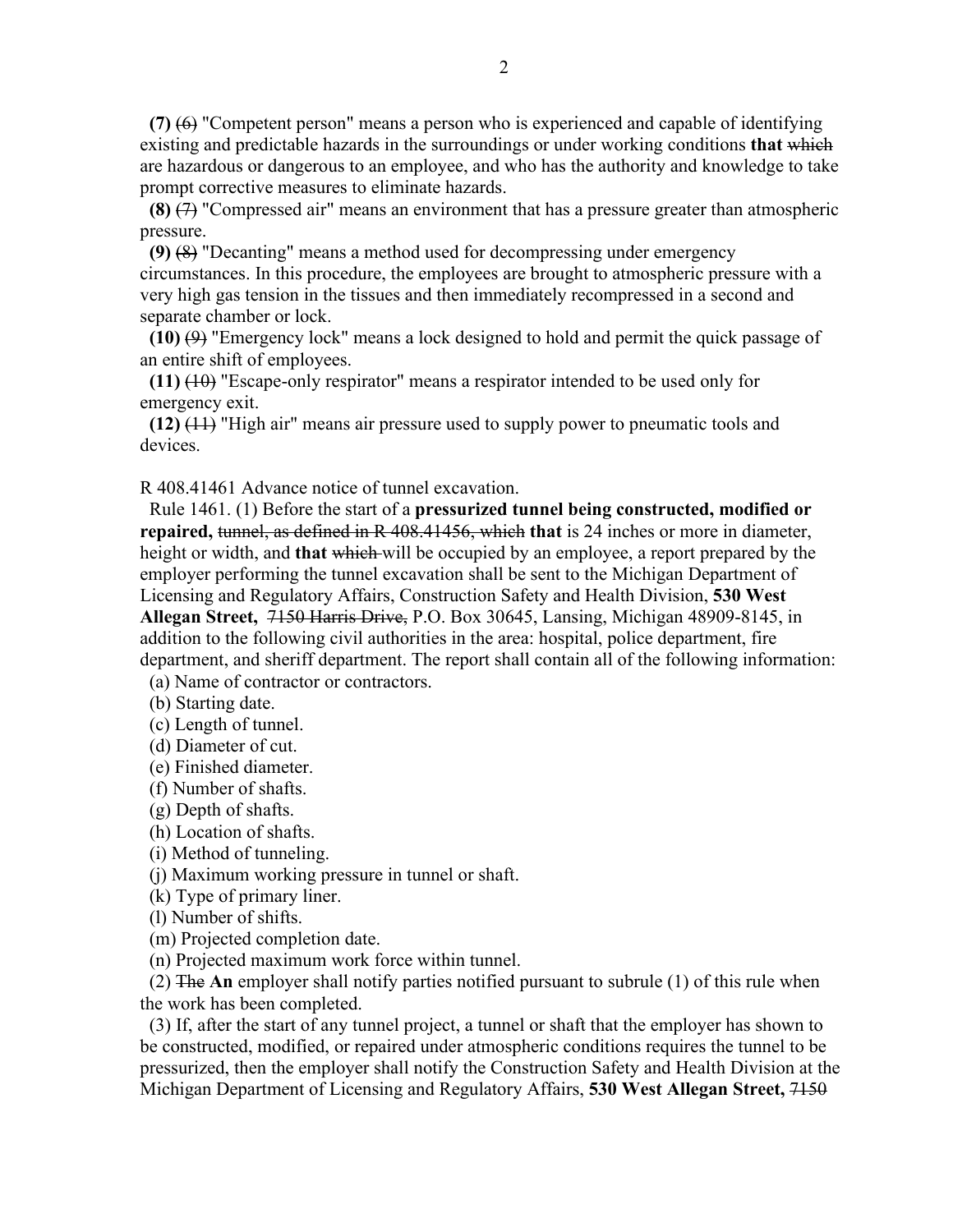**(7)** ~~(6)~~ "Competent person" means a person who is experienced and capable of identifying existing and predictable hazards in the surroundings or under working conditions **that** ~~which~~ are hazardous or dangerous to an employee, and who has the authority and knowledge to take prompt corrective measures to eliminate hazards.

**(8)** ~~(7)~~ "Compressed air" means an environment that has a pressure greater than atmospheric pressure.

**(9)** ~~(8)~~ "Decanting" means a method used for decompressing under emergency circumstances. In this procedure, the employees are brought to atmospheric pressure with a very high gas tension in the tissues and then immediately recompressed in a second and separate chamber or lock.

**(10)** ~~(9)~~ "Emergency lock" means a lock designed to hold and permit the quick passage of an entire shift of employees.

**(11)** ~~(10)~~ "Escape-only respirator" means a respirator intended to be used only for emergency exit.

**(12)** ~~(11)~~ "High air" means air pressure used to supply power to pneumatic tools and devices.

R 408.41461 Advance notice of tunnel excavation.

Rule 1461. (1) Before the start of a **pressurized tunnel being constructed, modified or repaired,** ~~tunnel, as defined in R 408.41456, which~~ **that** is 24 inches or more in diameter, height or width, and **that** ~~which~~ will be occupied by an employee, a report prepared by the employer performing the tunnel excavation shall be sent to the Michigan Department of Licensing and Regulatory Affairs, Construction Safety and Health Division, **530 West Allegan Street,** ~~7150 Harris Drive,~~ P.O. Box 30645, Lansing, Michigan 48909-8145, in addition to the following civil authorities in the area: hospital, police department, fire department, and sheriff department. The report shall contain all of the following information:

(a) Name of contractor or contractors.
(b) Starting date.
(c) Length of tunnel.
(d) Diameter of cut.
(e) Finished diameter.
(f) Number of shafts.
(g) Depth of shafts.
(h) Location of shafts.
(i) Method of tunneling.
(j) Maximum working pressure in tunnel or shaft.
(k) Type of primary liner.
(l) Number of shifts.
(m) Projected completion date.
(n) Projected maximum work force within tunnel.

(2) ~~The~~ **An** employer shall notify parties notified pursuant to subrule (1) of this rule when the work has been completed.

(3) If, after the start of any tunnel project, a tunnel or shaft that the employer has shown to be constructed, modified, or repaired under atmospheric conditions requires the tunnel to be pressurized, then the employer shall notify the Construction Safety and Health Division at the Michigan Department of Licensing and Regulatory Affairs, **530 West Allegan Street,** ~~7150~~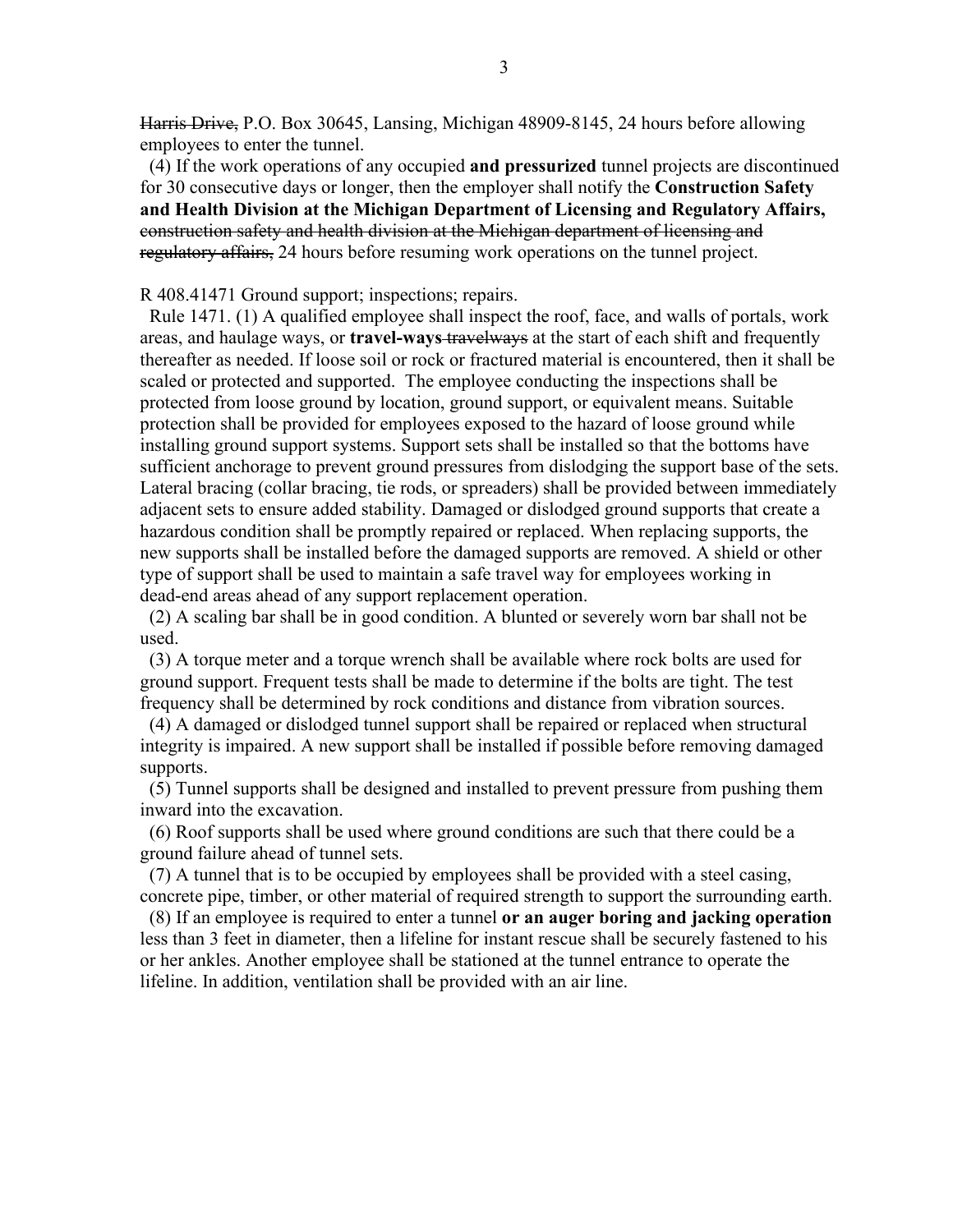~~Harris Drive,~~ P.O. Box 30645, Lansing, Michigan 48909-8145, 24 hours before allowing employees to enter the tunnel.

(4) If the work operations of any occupied **and pressurized** tunnel projects are discontinued for 30 consecutive days or longer, then the employer shall notify the **Construction Safety and Health Division at the Michigan Department of Licensing and Regulatory Affairs,** ~~construction safety and health division at the Michigan department of licensing and regulatory affairs,~~ 24 hours before resuming work operations on the tunnel project.

R 408.41471 Ground support; inspections; repairs.

Rule 1471. (1) A qualified employee shall inspect the roof, face, and walls of portals, work areas, and haulage ways, or **travel-ways** ~~travelways~~ at the start of each shift and frequently thereafter as needed. If loose soil or rock or fractured material is encountered, then it shall be scaled or protected and supported. The employee conducting the inspections shall be protected from loose ground by location, ground support, or equivalent means. Suitable protection shall be provided for employees exposed to the hazard of loose ground while installing ground support systems. Support sets shall be installed so that the bottoms have sufficient anchorage to prevent ground pressures from dislodging the support base of the sets. Lateral bracing (collar bracing, tie rods, or spreaders) shall be provided between immediately adjacent sets to ensure added stability. Damaged or dislodged ground supports that create a hazardous condition shall be promptly repaired or replaced. When replacing supports, the new supports shall be installed before the damaged supports are removed. A shield or other type of support shall be used to maintain a safe travel way for employees working in dead-end areas ahead of any support replacement operation.

(2) A scaling bar shall be in good condition. A blunted or severely worn bar shall not be used.

(3) A torque meter and a torque wrench shall be available where rock bolts are used for ground support. Frequent tests shall be made to determine if the bolts are tight. The test frequency shall be determined by rock conditions and distance from vibration sources.

(4) A damaged or dislodged tunnel support shall be repaired or replaced when structural integrity is impaired. A new support shall be installed if possible before removing damaged supports.

(5) Tunnel supports shall be designed and installed to prevent pressure from pushing them inward into the excavation.

(6) Roof supports shall be used where ground conditions are such that there could be a ground failure ahead of tunnel sets.

(7) A tunnel that is to be occupied by employees shall be provided with a steel casing, concrete pipe, timber, or other material of required strength to support the surrounding earth.

(8) If an employee is required to enter a tunnel **or an auger boring and jacking operation** less than 3 feet in diameter, then a lifeline for instant rescue shall be securely fastened to his or her ankles. Another employee shall be stationed at the tunnel entrance to operate the lifeline. In addition, ventilation shall be provided with an air line.